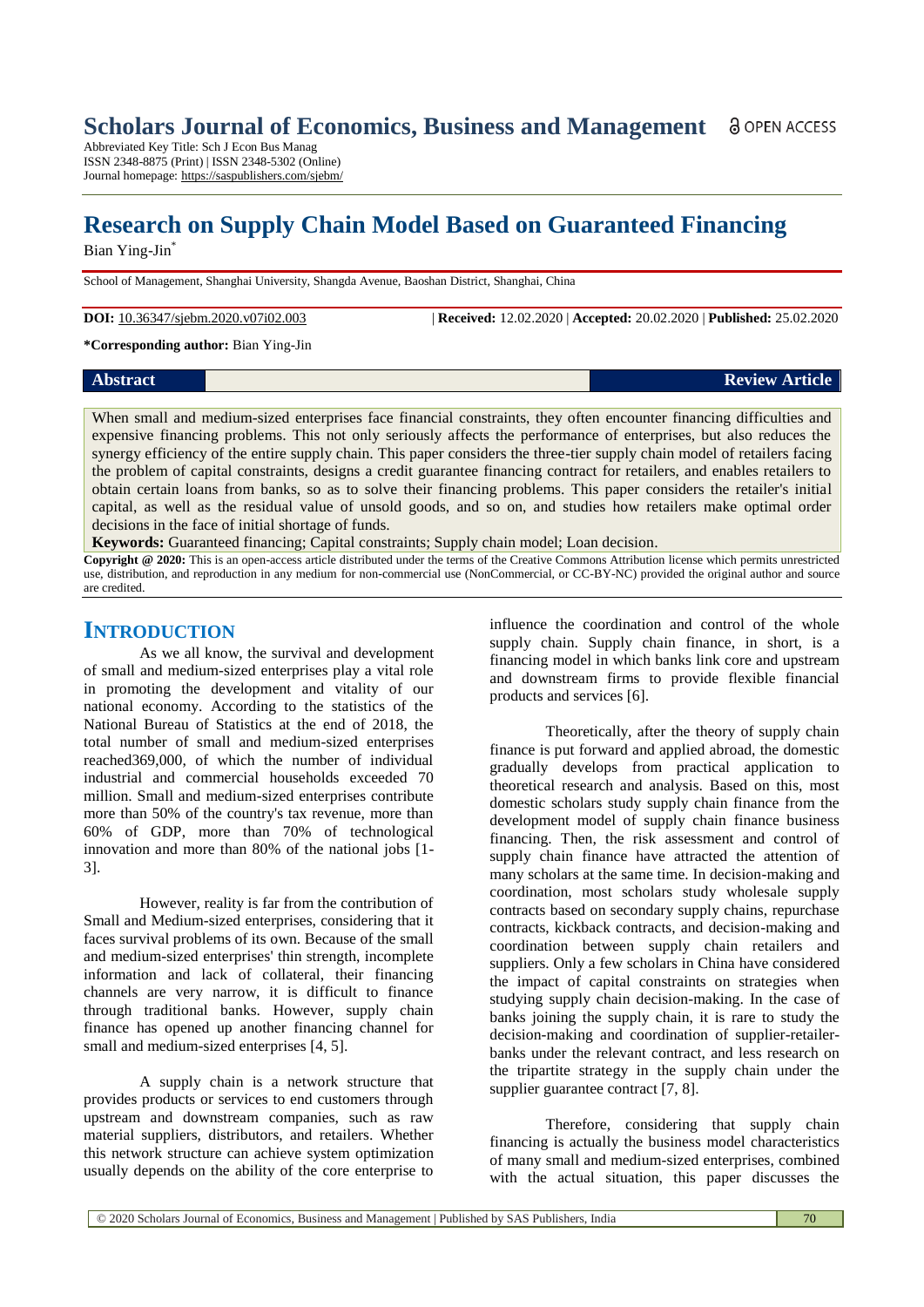# Scholars Journal of Economics, Business and Management

Abbreviated Key Title: Sch J Econ Bus Manag
ISSN 2348-8875 (Print) | ISSN 2348-5302 (Online)
Journal homepage: https://saspublishers.com/sjebm/

# Research on Supply Chain Model Based on Guaranteed Financing

Bian Ying-Jin*

School of Management, Shanghai University, Shangda Avenue, Baoshan District, Shanghai, China

**DOI:** 10.36347/sjebm.2020.v07i02.003 | **Received:** 12.02.2020 | **Accepted:** 20.02.2020 | **Published:** 25.02.2020

**\*Corresponding author:** Bian Ying-Jin

**Abstract** | **Review Article**

When small and medium-sized enterprises face financial constraints, they often encounter financing difficulties and expensive financing problems. This not only seriously affects the performance of enterprises, but also reduces the synergy efficiency of the entire supply chain. This paper considers the three-tier supply chain model of retailers facing the problem of capital constraints, designs a credit guarantee financing contract for retailers, and enables retailers to obtain certain loans from banks, so as to solve their financing problems. This paper considers the retailer's initial capital, as well as the residual value of unsold goods, and so on, and studies how retailers make optimal order decisions in the face of initial shortage of funds.

**Keywords:** Guaranteed financing; Capital constraints; Supply chain model; Loan decision.

**Copyright @ 2020:** This is an open-access article distributed under the terms of the Creative Commons Attribution license which permits unrestricted use, distribution, and reproduction in any medium for non-commercial use (NonCommercial, or CC-BY-NC) provided the original author and source are credited.

## INTRODUCTION

As we all know, the survival and development of small and medium-sized enterprises play a vital role in promoting the development and vitality of our national economy. According to the statistics of the National Bureau of Statistics at the end of 2018, the total number of small and medium-sized enterprises reached369,000, of which the number of individual industrial and commercial households exceeded 70 million. Small and medium-sized enterprises contribute more than 50% of the country's tax revenue, more than 60% of GDP, more than 70% of technological innovation and more than 80% of the national jobs [1-3].

However, reality is far from the contribution of Small and Medium-sized enterprises, considering that it faces survival problems of its own. Because of the small and medium-sized enterprises' thin strength, incomplete information and lack of collateral, their financing channels are very narrow, it is difficult to finance through traditional banks. However, supply chain finance has opened up another financing channel for small and medium-sized enterprises [4, 5].

A supply chain is a network structure that provides products or services to end customers through upstream and downstream companies, such as raw material suppliers, distributors, and retailers. Whether this network structure can achieve system optimization usually depends on the ability of the core enterprise to influence the coordination and control of the whole supply chain. Supply chain finance, in short, is a financing model in which banks link core and upstream and downstream firms to provide flexible financial products and services [6].

Theoretically, after the theory of supply chain finance is put forward and applied abroad, the domestic gradually develops from practical application to theoretical research and analysis. Based on this, most domestic scholars study supply chain finance from the development model of supply chain finance business financing. Then, the risk assessment and control of supply chain finance have attracted the attention of many scholars at the same time. In decision-making and coordination, most scholars study wholesale supply contracts based on secondary supply chains, repurchase contracts, kickback contracts, and decision-making and coordination between supply chain retailers and suppliers. Only a few scholars in China have considered the impact of capital constraints on strategies when studying supply chain decision-making. In the case of banks joining the supply chain, it is rare to study the decision-making and coordination of supplier-retailer-banks under the relevant contract, and less research on the tripartite strategy in the supply chain under the supplier guarantee contract [7, 8].

Therefore, considering that supply chain financing is actually the business model characteristics of many small and medium-sized enterprises, combined with the actual situation, this paper discusses the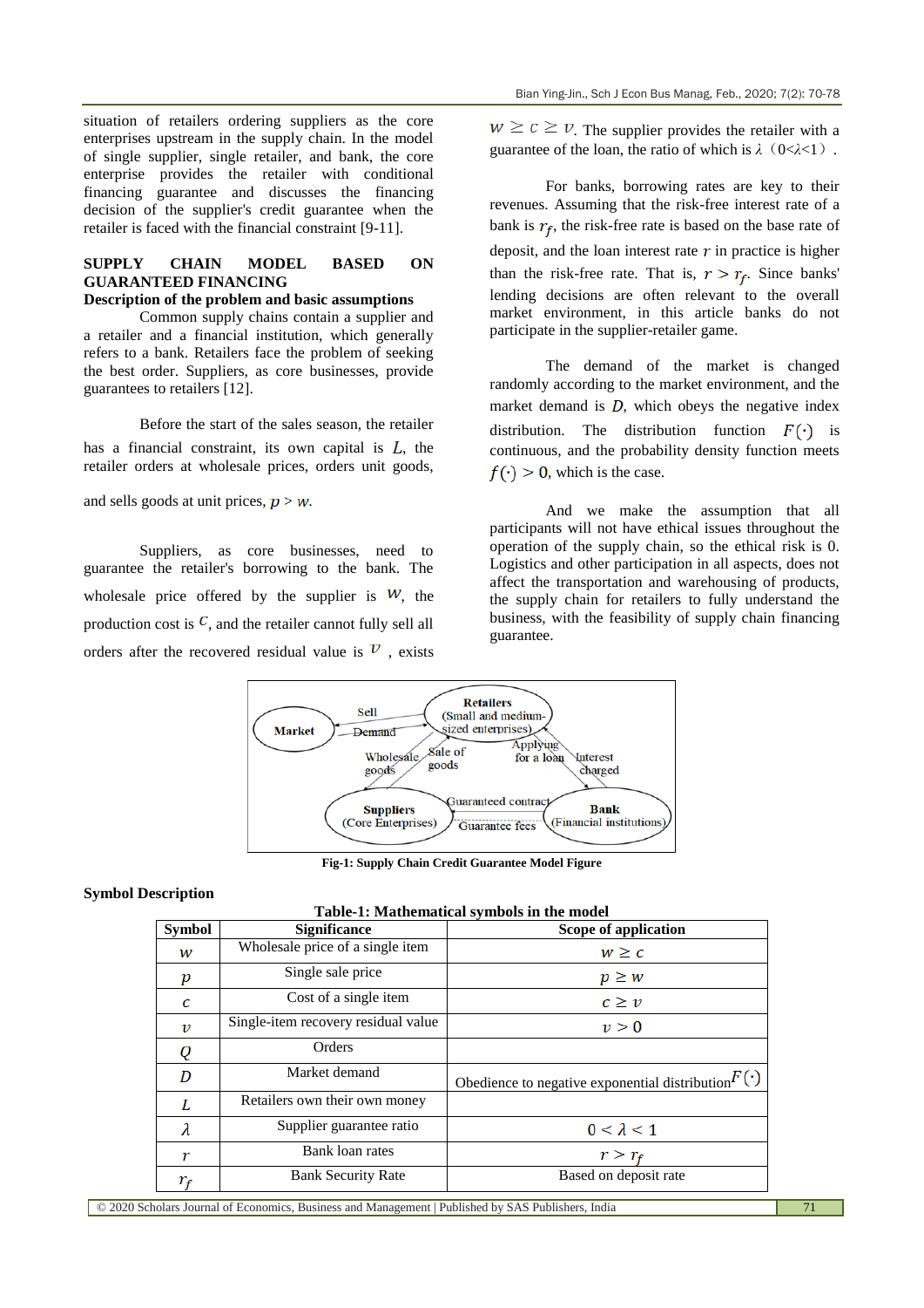situation of retailers ordering suppliers as the core enterprises upstream in the supply chain. In the model of single supplier, single retailer, and bank, the core enterprise provides the retailer with conditional financing guarantee and discusses the financing decision of the supplier's credit guarantee when the retailer is faced with the financial constraint [9-11].

## SUPPLY CHAIN MODEL BASED ON GUARANTEED FINANCING

### Description of the problem and basic assumptions

Common supply chains contain a supplier and a retailer and a financial institution, which generally refers to a bank. Retailers face the problem of seeking the best order. Suppliers, as core businesses, provide guarantees to retailers [12].

Before the start of the sales season, the retailer has a financial constraint, its own capital is $L$, the retailer orders at wholesale prices, orders unit goods, and sells goods at unit prices, $p > w$.

Suppliers, as core businesses, need to guarantee the retailer's borrowing to the bank. The wholesale price offered by the supplier is $w$, the production cost is $c$, and the retailer cannot fully sell all orders after the recovered residual value is $v$ , exists $w \geq c \geq v$. The supplier provides the retailer with a guarantee of the loan, the ratio of which is $\lambda$ （$0<\lambda<1$）.

For banks, borrowing rates are key to their revenues. Assuming that the risk-free interest rate of a bank is $r_f$, the risk-free rate is based on the base rate of deposit, and the loan interest rate $r$ in practice is higher than the risk-free rate. That is, $r > r_f$. Since banks' lending decisions are often relevant to the overall market environment, in this article banks do not participate in the supplier-retailer game.

The demand of the market is changed randomly according to the market environment, and the market demand is $D$, which obeys the negative index distribution. The distribution function $F(\cdot)$ is continuous, and the probability density function meets $f(\cdot) > 0$, which is the case.

And we make the assumption that all participants will not have ethical issues throughout the operation of the supply chain, so the ethical risk is 0. Logistics and other participation in all aspects, does not affect the transportation and warehousing of products, the supply chain for retailers to fully understand the business, with the feasibility of supply chain financing guarantee.

Market — Sell / Demand — Retailers (Small and medium-sized enterprises)
Retailers — Applying for a loan / Interest charged — Bank (Financial institutions)
Suppliers (Core Enterprises) — Wholesale goods / Sale of goods — Retailers
Suppliers — Guaranteed contract / Guarantee fees — Bank

**Fig-1: Supply Chain Credit Guarantee Model Figure**

### Symbol Description

**Table-1: Mathematical symbols in the model**

| Symbol | Significance | Scope of application |
|---|---|---|
| $w$ | Wholesale price of a single item | $w \geq c$ |
| $p$ | Single sale price | $p \geq w$ |
| $c$ | Cost of a single item | $c \geq v$ |
| $v$ | Single-item recovery residual value | $v > 0$ |
| $Q$ | Orders | |
| $D$ | Market demand | Obedience to negative exponential distribution $F(\cdot)$ |
| $L$ | Retailers own their own money | |
| $\lambda$ | Supplier guarantee ratio | $0 < \lambda < 1$ |
| $r$ | Bank loan rates | $r > r_f$ |
| $r_f$ | Bank Security Rate | Based on deposit rate |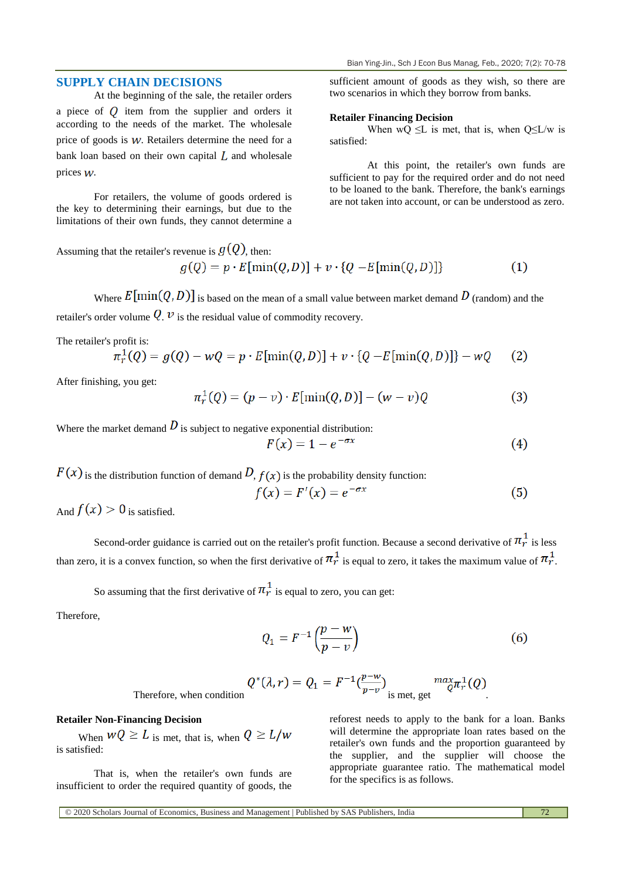## SUPPLY CHAIN DECISIONS

At the beginning of the sale, the retailer orders a piece of $Q$ item from the supplier and orders it according to the needs of the market. The wholesale price of goods is $w$. Retailers determine the need for a bank loan based on their own capital $L$ and wholesale prices $w$.

For retailers, the volume of goods ordered is the key to determining their earnings, but due to the limitations of their own funds, they cannot determine a sufficient amount of goods as they wish, so there are two scenarios in which they borrow from banks.

**Retailer Financing Decision**

When wQ ≤L is met, that is, when Q≤L/w is satisfied:

At this point, the retailer's own funds are sufficient to pay for the required order and do not need to be loaned to the bank. Therefore, the bank's earnings are not taken into account, or can be understood as zero.

Assuming that the retailer's revenue is $g(Q)$, then:

$$g(Q) = p \cdot E[\min(Q, D)] + v \cdot \{Q - E[\min(Q, D)]\} \tag{1}$$

Where $E[\min(Q, D)]$ is based on the mean of a small value between market demand $D$ (random) and the retailer's order volume $Q$. $v$ is the residual value of commodity recovery.

The retailer's profit is:

$$\pi_r^1(Q) = g(Q) - wQ = p \cdot E[\min(Q, D)] + v \cdot \{Q - E[\min(Q, D)]\} - wQ \tag{2}$$

After finishing, you get:

$$\pi_r^1(Q) = (p - v) \cdot E[\min(Q, D)] - (w - v)Q \tag{3}$$

Where the market demand $D$ is subject to negative exponential distribution:

$$F(x) = 1 - e^{-\sigma x} \tag{4}$$

$F(x)$ is the distribution function of demand $D$, $f(x)$ is the probability density function:

$$f(x) = F'(x) = e^{-\sigma x} \tag{5}$$

And $f(x) > 0$ is satisfied.

Second-order guidance is carried out on the retailer's profit function. Because a second derivative of $\pi_r^1$ is less than zero, it is a convex function, so when the first derivative of $\pi_r^1$ is equal to zero, it takes the maximum value of $\pi_r^1$.

So assuming that the first derivative of $\pi_r^1$ is equal to zero, you can get:

Therefore,

$$Q_1 = F^{-1}\left(\frac{p - w}{p - v}\right) \tag{6}$$

Therefore, when condition $Q^*(\lambda, r) = Q_1 = F^{-1}(\frac{p-w}{p-v})$ is met, get $\max_Q \pi_r^1(Q)$.

**Retailer Non-Financing Decision**

When $wQ \geq L$ is met, that is, when $Q \geq L/w$ is satisfied:

That is, when the retailer's own funds are insufficient to order the required quantity of goods, the reforest needs to apply to the bank for a loan. Banks will determine the appropriate loan rates based on the retailer's own funds and the proportion guaranteed by the supplier, and the supplier will choose the appropriate guarantee ratio. The mathematical model for the specifics is as follows.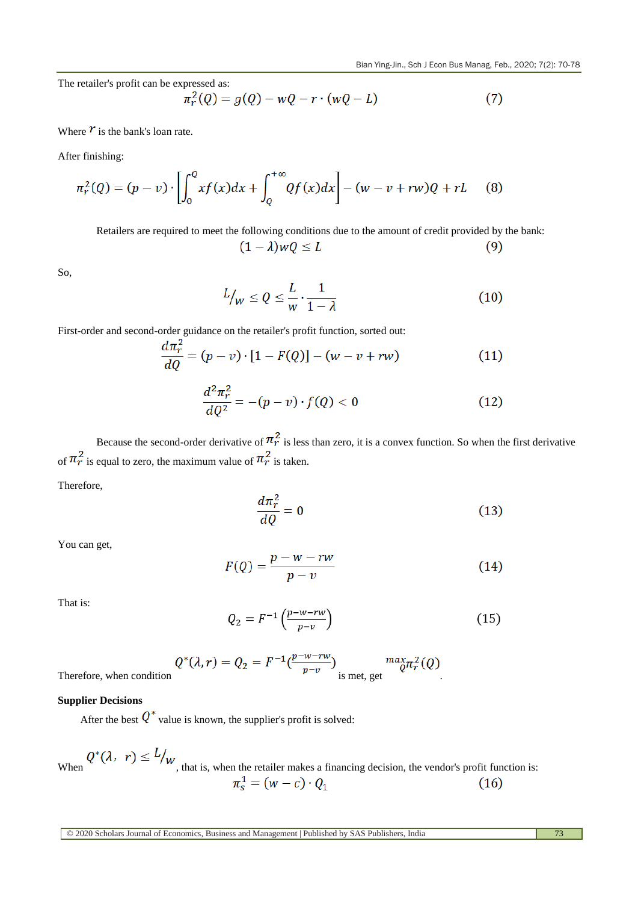The retailer's profit can be expressed as:

$$\pi_r^2(Q) = g(Q) - wQ - r \cdot (wQ - L) \tag{7}$$

Where $r$ is the bank's loan rate.

After finishing:

$$\pi_r^2(Q) = (p - v) \cdot \left[ \int_0^Q x f(x) dx + \int_Q^{+\infty} Q f(x) dx \right] - (w - v + rw)Q + rL \tag{8}$$

Retailers are required to meet the following conditions due to the amount of credit provided by the bank:

$$(1 - \lambda) wQ \leq L \tag{9}$$

So,

$$L/_w \leq Q \leq \frac{L}{w} \cdot \frac{1}{1 - \lambda} \tag{10}$$

First-order and second-order guidance on the retailer's profit function, sorted out:

$$\frac{d\pi_r^2}{dQ} = (p - v) \cdot [1 - F(Q)] - (w - v + rw) \tag{11}$$

$$\frac{d^2\pi_r^2}{dQ^2} = -(p - v) \cdot f(Q) < 0 \tag{12}$$

Because the second-order derivative of $\pi_r^2$ is less than zero, it is a convex function. So when the first derivative of $\pi_r^2$ is equal to zero, the maximum value of $\pi_r^2$ is taken.

Therefore,

$$\frac{d\pi_r^2}{dQ} = 0 \tag{13}$$

You can get,

$$F(Q) = \frac{p - w - rw}{p - v} \tag{14}$$

That is:

$$Q_2 = F^{-1}\left(\frac{p-w-rw}{p-v}\right) \tag{15}$$

Therefore, when condition $Q^*(\lambda, r) = Q_2 = F^{-1}(\frac{p-w-rw}{p-v})$ is met, get $\max_Q \pi_r^2(Q)$.

**Supplier Decisions**

After the best $Q^*$ value is known, the supplier's profit is solved:

When $Q^*(\lambda, \ r) \leq L/_w$, that is, when the retailer makes a financing decision, the vendor's profit function is:

$$\pi_s^1 = (w - c) \cdot Q_1 \tag{16}$$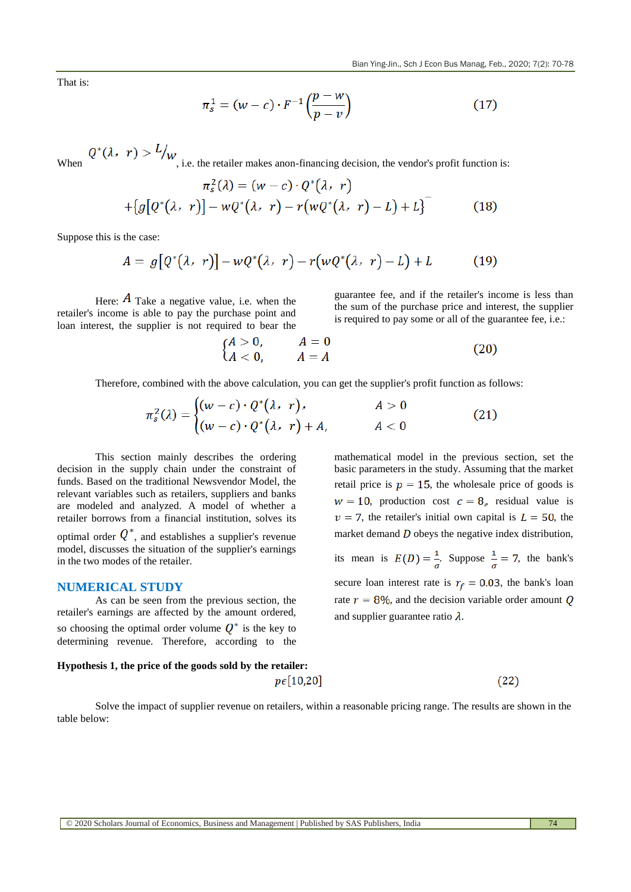That is:

$$\pi_s^1 = (w-c)\cdot F^{-1}\left(\frac{p-w}{p-v}\right) \tag{17}$$

When $Q^*(\lambda,\ r) > {}^{L}/_{w}$, i.e. the retailer makes anon-financing decision, the vendor's profit function is:

$$\pi_s^2(\lambda) = (w-c)\cdot Q^*(\lambda,\ r)$$
$$+\{g[Q^*(\lambda,\ r)] - wQ^*(\lambda,\ r) - r(wQ^*(\lambda,\ r) - L) + L\}^- \tag{18}$$

Suppose this is the case:

$$A = g[Q^*(\lambda,\ r)] - wQ^*(\lambda,\ r) - r(wQ^*(\lambda,\ r) - L) + L \tag{19}$$

Here: $A$ Take a negative value, i.e. when the retailer's income is able to pay the purchase point and loan interest, the supplier is not required to bear the guarantee fee, and if the retailer's income is less than the sum of the purchase price and interest, the supplier is required to pay some or all of the guarantee fee, i.e.:

$$\begin{cases} A > 0, & A = 0 \\ A < 0, & A = A \end{cases} \tag{20}$$

Therefore, combined with the above calculation, you can get the supplier's profit function as follows:

$$\pi_s^2(\lambda) = \begin{cases} (w-c)\cdot Q^*(\lambda,\ r), & A > 0 \\ (w-c)\cdot Q^*(\lambda,\ r) + A, & A < 0 \end{cases} \tag{21}$$

This section mainly describes the ordering decision in the supply chain under the constraint of funds. Based on the traditional Newsvendor Model, the relevant variables such as retailers, suppliers and banks are modeled and analyzed. A model of whether a retailer borrows from a financial institution, solves its optimal order $Q^*$, and establishes a supplier's revenue model, discusses the situation of the supplier's earnings in the two modes of the retailer.

## NUMERICAL STUDY

As can be seen from the previous section, the retailer's earnings are affected by the amount ordered, so choosing the optimal order volume $Q^*$ is the key to determining revenue. Therefore, according to the mathematical model in the previous section, set the basic parameters in the study. Assuming that the market retail price is $p = 15$, the wholesale price of goods is $w = 10$, production cost $c = 8$, residual value is $v = 7$, the retailer's initial own capital is $L = 50$, the market demand $D$ obeys the negative index distribution, its mean is $E(D) = \frac{1}{\sigma}$. Suppose $\frac{1}{\sigma} = 7$, the bank's secure loan interest rate is $r_f = 0.03$, the bank's loan rate $r = 8\%$, and the decision variable order amount $Q$ and supplier guarantee ratio $\lambda$.

**Hypothesis 1, the price of the goods sold by the retailer:**

$$p\epsilon[10,20] \tag{22}$$

Solve the impact of supplier revenue on retailers, within a reasonable pricing range. The results are shown in the table below: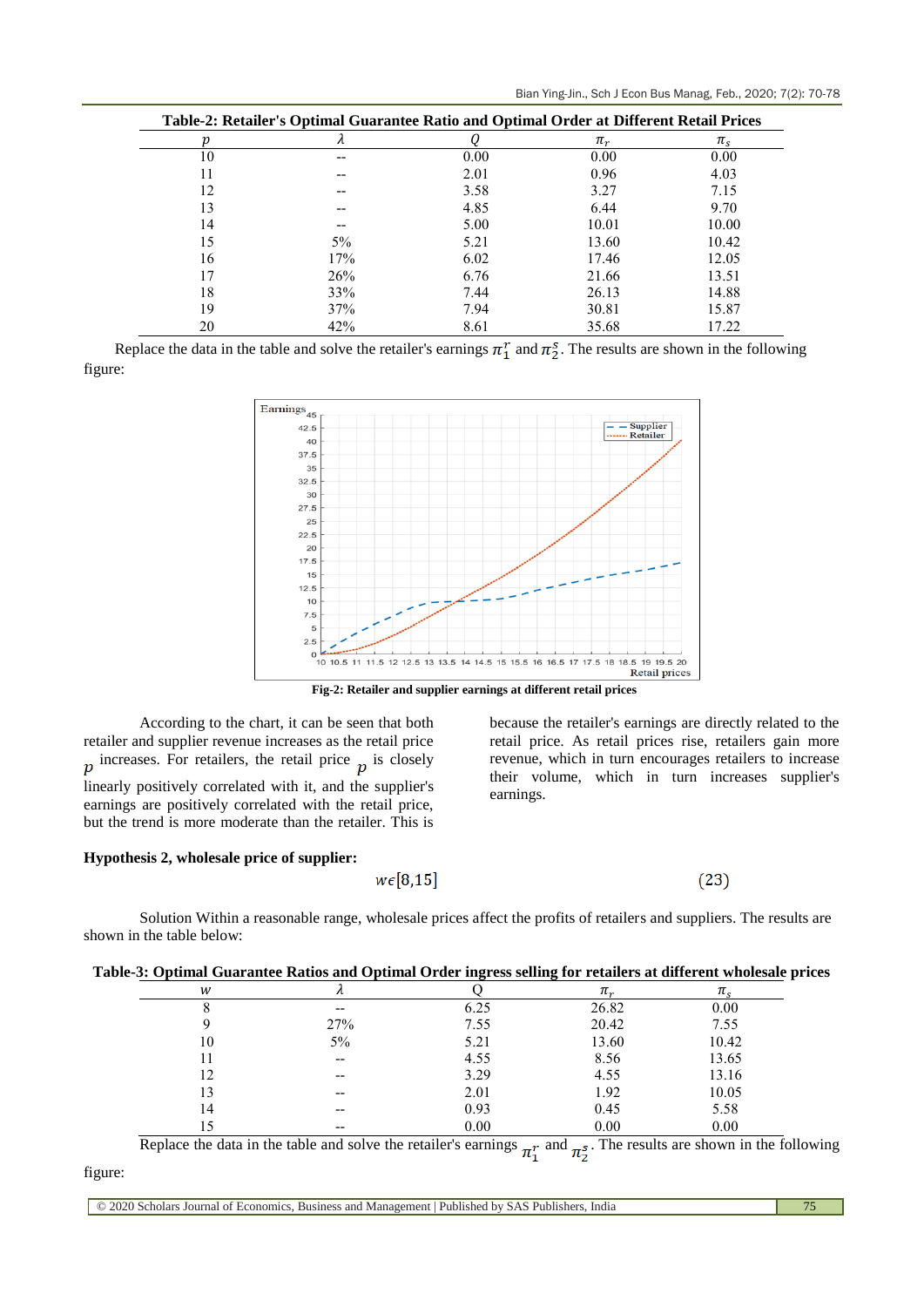**Table-2: Retailer's Optimal Guarantee Ratio and Optimal Order at Different Retail Prices**

| $p$ | $\lambda$ | $Q$ | $\pi_r$ | $\pi_s$ |
|---|---|---|---|---|
| 10 | -- | 0.00 | 0.00 | 0.00 |
| 11 | -- | 2.01 | 0.96 | 4.03 |
| 12 | -- | 3.58 | 3.27 | 7.15 |
| 13 | -- | 4.85 | 6.44 | 9.70 |
| 14 | -- | 5.00 | 10.01 | 10.00 |
| 15 | 5% | 5.21 | 13.60 | 10.42 |
| 16 | 17% | 6.02 | 17.46 | 12.05 |
| 17 | 26% | 6.76 | 21.66 | 13.51 |
| 18 | 33% | 7.44 | 26.13 | 14.88 |
| 19 | 37% | 7.94 | 30.81 | 15.87 |
| 20 | 42% | 8.61 | 35.68 | 17.22 |

Replace the data in the table and solve the retailer's earnings $\pi_1^r$ and $\pi_2^s$. The results are shown in the following figure:

**Fig-2: Retailer and supplier earnings at different retail prices**

According to the chart, it can be seen that both retailer and supplier revenue increases as the retail price $p$ increases. For retailers, the retail price $p$ is closely linearly correlated with it, and the supplier's earnings are positively correlated with the retail price, but the trend is more moderate than the retailer. This is because the retailer's earnings are directly related to the retail price. As retail prices rise, retailers gain more revenue, which in turn encourages retailers to increase their volume, which in turn increases supplier's earnings.

**Hypothesis 2, wholesale price of supplier:**

$$w\epsilon[8,15] \tag{23}$$

Solution Within a reasonable range, wholesale prices affect the profits of retailers and suppliers. The results are shown in the table below:

**Table-3: Optimal Guarantee Ratios and Optimal Order ingress selling for retailers at different wholesale prices**

| $w$ | $\lambda$ | Q | $\pi_r$ | $\pi_s$ |
|---|---|---|---|---|
| 8 | -- | 6.25 | 26.82 | 0.00 |
| 9 | 27% | 7.55 | 20.42 | 7.55 |
| 10 | 5% | 5.21 | 13.60 | 10.42 |
| 11 | -- | 4.55 | 8.56 | 13.65 |
| 12 | -- | 3.29 | 4.55 | 13.16 |
| 13 | -- | 2.01 | 1.92 | 10.05 |
| 14 | -- | 0.93 | 0.45 | 5.58 |
| 15 | -- | 0.00 | 0.00 | 0.00 |

Replace the data in the table and solve the retailer's earnings $\pi_1^r$ and $\pi_2^s$. The results are shown in the following figure: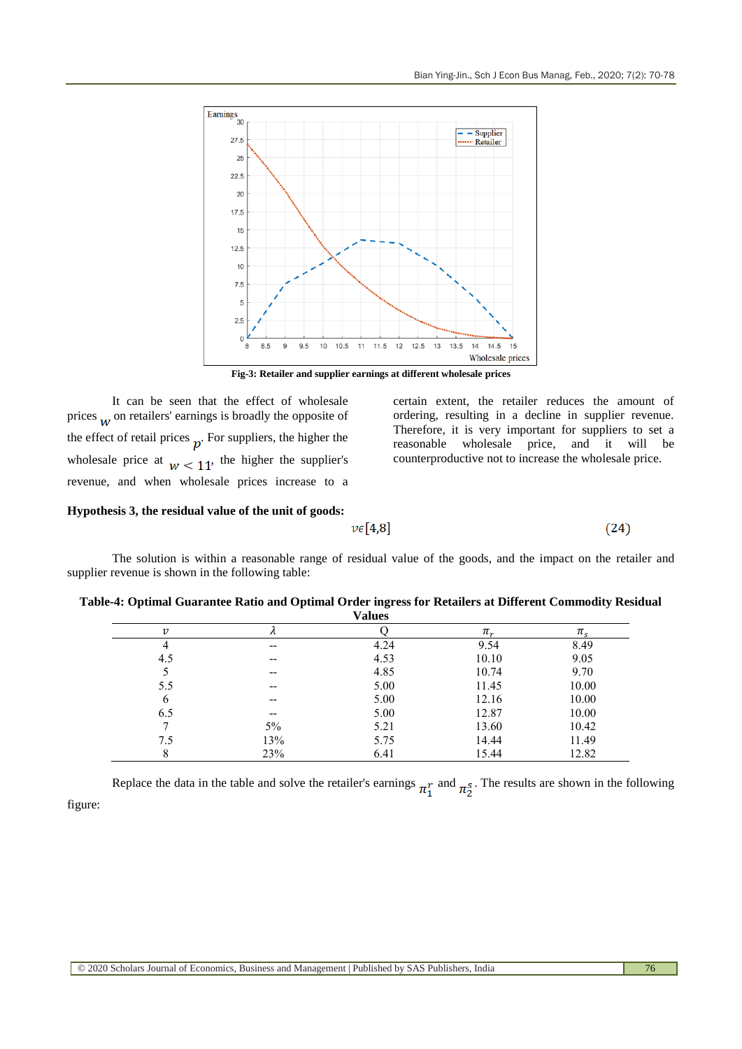Fig-3: Retailer and supplier earnings at different wholesale prices

It can be seen that the effect of wholesale prices $w$ on retailers' earnings is broadly the opposite of the effect of retail prices $p$. For suppliers, the higher the wholesale price at $w < 11$, the higher the supplier's revenue, and when wholesale prices increase to a certain extent, the retailer reduces the amount of ordering, resulting in a decline in supplier revenue. Therefore, it is very important for suppliers to set a reasonable wholesale price, and it will be counterproductive not to increase the wholesale price.

**Hypothesis 3, the residual value of the unit of goods:**

$$v \epsilon [4,8] \tag{24}$$

The solution is within a reasonable range of residual value of the goods, and the impact on the retailer and supplier revenue is shown in the following table:

**Table-4: Optimal Guarantee Ratio and Optimal Order ingress for Retailers at Different Commodity Residual Values**

| $v$ | $\lambda$ | Q | $\pi_r$ | $\pi_s$ |
|---|---|---|---|---|
| 4 | -- | 4.24 | 9.54 | 8.49 |
| 4.5 | -- | 4.53 | 10.10 | 9.05 |
| 5 | -- | 4.85 | 10.74 | 9.70 |
| 5.5 | -- | 5.00 | 11.45 | 10.00 |
| 6 | -- | 5.00 | 12.16 | 10.00 |
| 6.5 | -- | 5.00 | 12.87 | 10.00 |
| 7 | 5% | 5.21 | 13.60 | 10.42 |
| 7.5 | 13% | 5.75 | 14.44 | 11.49 |
| 8 | 23% | 6.41 | 15.44 | 12.82 |

Replace the data in the table and solve the retailer's earnings $\pi_1^r$ and $\pi_2^s$. The results are shown in the following figure: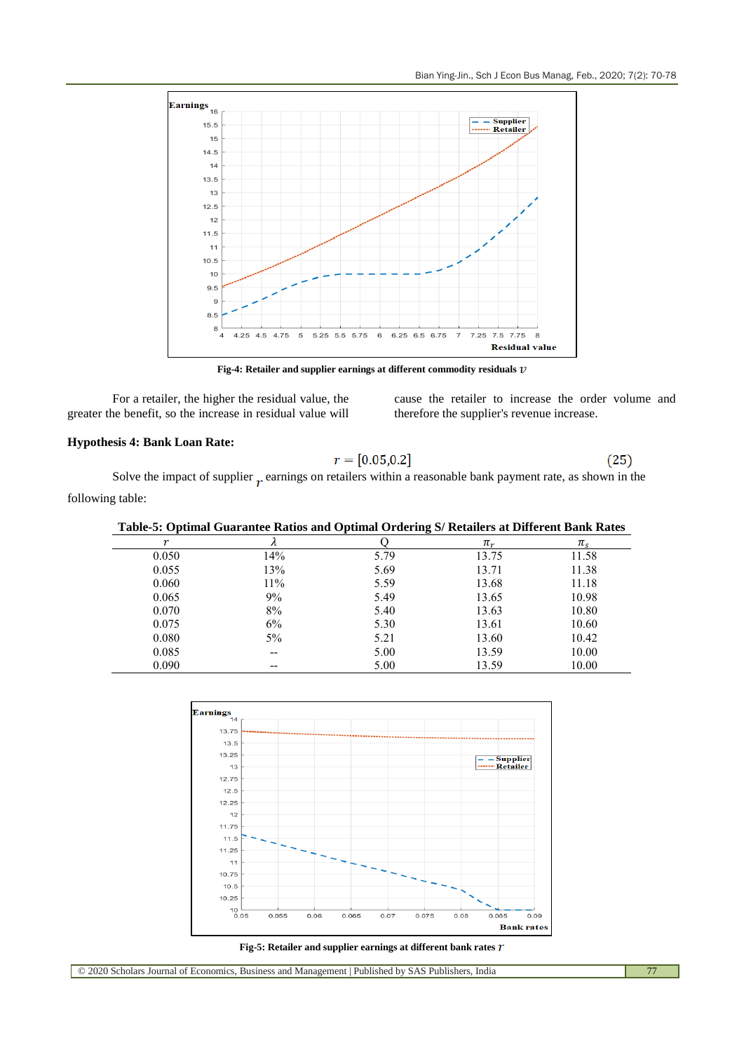Fig-4: Retailer and supplier earnings at different commodity residuals $v$

For a retailer, the higher the residual value, the greater the benefit, so the increase in residual value will cause the retailer to increase the order volume and therefore the supplier's revenue increase.

**Hypothesis 4: Bank Loan Rate:**

$$r = [0.05, 0.2] \quad (25)$$

Solve the impact of supplier $r$ earnings on retailers within a reasonable bank payment rate, as shown in the following table:

**Table-5: Optimal Guarantee Ratios and Optimal Ordering S/ Retailers at Different Bank Rates**

| $r$ | $\lambda$ | Q | $\pi_r$ | $\pi_s$ |
|---|---|---|---|---|
| 0.050 | 14% | 5.79 | 13.75 | 11.58 |
| 0.055 | 13% | 5.69 | 13.71 | 11.38 |
| 0.060 | 11% | 5.59 | 13.68 | 11.18 |
| 0.065 | 9% | 5.49 | 13.65 | 10.98 |
| 0.070 | 8% | 5.40 | 13.63 | 10.80 |
| 0.075 | 6% | 5.30 | 13.61 | 10.60 |
| 0.080 | 5% | 5.21 | 13.60 | 10.42 |
| 0.085 | -- | 5.00 | 13.59 | 10.00 |
| 0.090 | -- | 5.00 | 13.59 | 10.00 |

Fig-5: Retailer and supplier earnings at different bank rates $r$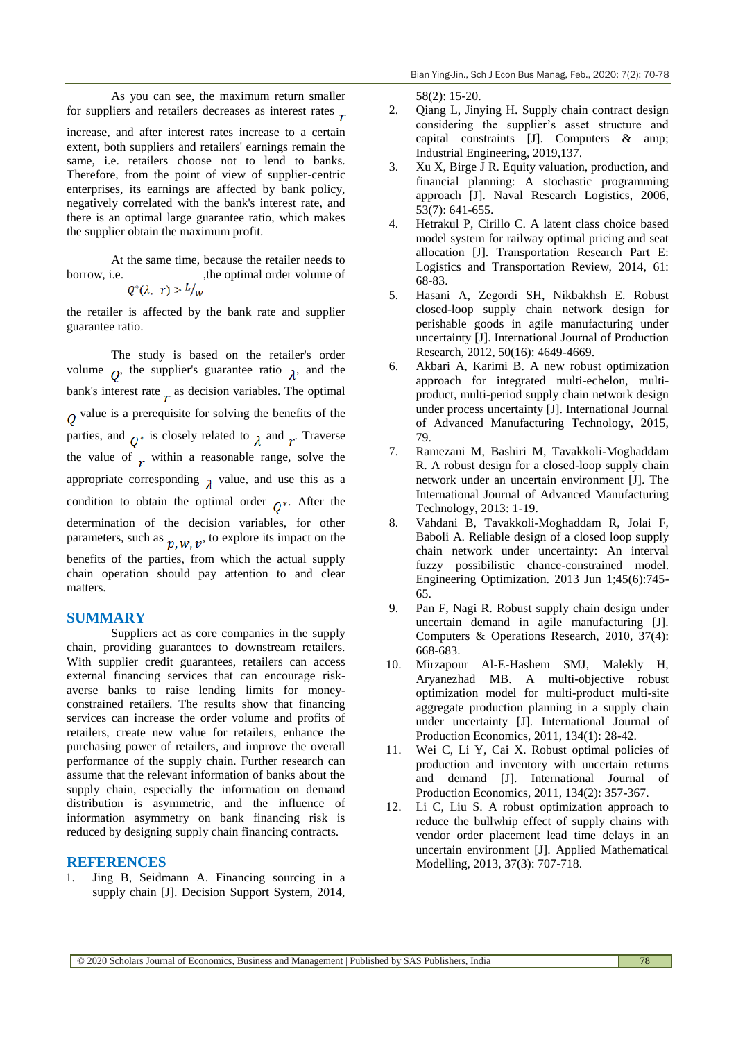As you can see, the maximum return smaller for suppliers and retailers decreases as interest rates $r$ increase, and after interest rates increase to a certain extent, both suppliers and retailers' earnings remain the same, i.e. retailers choose not to lend to banks. Therefore, from the point of view of supplier-centric enterprises, its earnings are affected by bank policy, negatively correlated with the bank's interest rate, and there is an optimal large guarantee ratio, which makes the supplier obtain the maximum profit.

At the same time, because the retailer needs to borrow, i.e. $Q^*(\lambda, r) > L/w$ ,the optimal order volume of the retailer is affected by the bank rate and supplier guarantee ratio.

The study is based on the retailer's order volume $Q$, the supplier's guarantee ratio $\lambda$, and the bank's interest rate $r$ as decision variables. The optimal $Q$ value is a prerequisite for solving the benefits of the parties, and $Q^*$ is closely related to $\lambda$ and $r$. Traverse the value of $r$ within a reasonable range, solve the appropriate corresponding $\lambda$ value, and use this as a condition to obtain the optimal order $Q^*$. After the determination of the decision variables, for other parameters, such as $p, w, v$, to explore its impact on the benefits of the parties, from which the actual supply chain operation should pay attention to and clear matters.

## SUMMARY

Suppliers act as core companies in the supply chain, providing guarantees to downstream retailers. With supplier credit guarantees, retailers can access external financing services that can encourage risk-averse banks to raise lending limits for money-constrained retailers. The results show that financing services can increase the order volume and profits of retailers, create new value for retailers, enhance the purchasing power of retailers, and improve the overall performance of the supply chain. Further research can assume that the relevant information of banks about the supply chain, especially the information on demand distribution is asymmetric, and the influence of information asymmetry on bank financing risk is reduced by designing supply chain financing contracts.

## REFERENCES

1. Jing B, Seidmann A. Financing sourcing in a supply chain [J]. Decision Support System, 2014, 58(2): 15-20.
2. Qiang L, Jinying H. Supply chain contract design considering the supplier's asset structure and capital constraints [J]. Computers &amp; Industrial Engineering, 2019,137.
3. Xu X, Birge J R. Equity valuation, production, and financial planning: A stochastic programming approach [J]. Naval Research Logistics, 2006, 53(7): 641-655.
4. Hetrakul P, Cirillo C. A latent class choice based model system for railway optimal pricing and seat allocation [J]. Transportation Research Part E: Logistics and Transportation Review, 2014, 61: 68-83.
5. Hasani A, Zegordi SH, Nikbakhsh E. Robust closed-loop supply chain network design for perishable goods in agile manufacturing under uncertainty [J]. International Journal of Production Research, 2012, 50(16): 4649-4669.
6. Akbari A, Karimi B. A new robust optimization approach for integrated multi-echelon, multi-product, multi-period supply chain network design under process uncertainty [J]. International Journal of Advanced Manufacturing Technology, 2015, 79.
7. Ramezani M, Bashiri M, Tavakkoli-Moghaddam R. A robust design for a closed-loop supply chain network under an uncertain environment [J]. The International Journal of Advanced Manufacturing Technology, 2013: 1-19.
8. Vahdani B, Tavakkoli-Moghaddam R, Jolai F, Baboli A. Reliable design of a closed loop supply chain network under uncertainty: An interval fuzzy possibilistic chance-constrained model. Engineering Optimization. 2013 Jun 1;45(6):745-65.
9. Pan F, Nagi R. Robust supply chain design under uncertain demand in agile manufacturing [J]. Computers & Operations Research, 2010, 37(4): 668-683.
10. Mirzapour Al-E-Hashem SMJ, Malekly H, Aryanezhad MB. A multi-objective robust optimization model for multi-product multi-site aggregate production planning in a supply chain under uncertainty [J]. International Journal of Production Economics, 2011, 134(1): 28-42.
11. Wei C, Li Y, Cai X. Robust optimal policies of production and inventory with uncertain returns and demand [J]. International Journal of Production Economics, 2011, 134(2): 357-367.
12. Li C, Liu S. A robust optimization approach to reduce the bullwhip effect of supply chains with vendor order placement lead time delays in an uncertain environment [J]. Applied Mathematical Modelling, 2013, 37(3): 707-718.